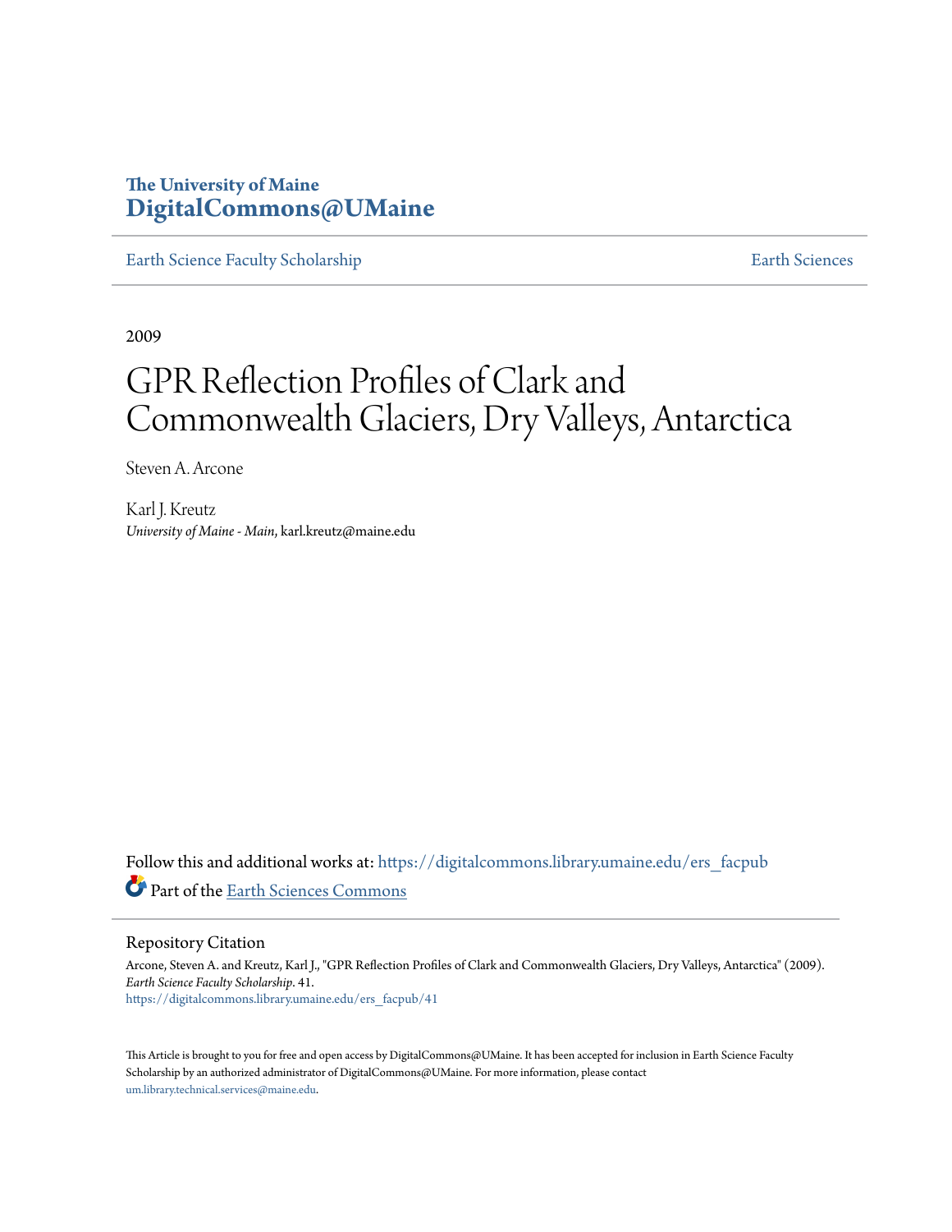The University of Maine
**DigitalCommons@UMaine**

Earth Science Faculty Scholarship | Earth Sciences

2009

# GPR Reflection Profiles of Clark and Commonwealth Glaciers, Dry Valleys, Antarctica

Steven A. Arcone

Karl J. Kreutz
*University of Maine - Main*, karl.kreutz@maine.edu

Follow this and additional works at: https://digitalcommons.library.umaine.edu/ers_facpub

Part of the Earth Sciences Commons

## Repository Citation

Arcone, Steven A. and Kreutz, Karl J., "GPR Reflection Profiles of Clark and Commonwealth Glaciers, Dry Valleys, Antarctica" (2009). *Earth Science Faculty Scholarship*. 41.
https://digitalcommons.library.umaine.edu/ers_facpub/41

This Article is brought to you for free and open access by DigitalCommons@UMaine. It has been accepted for inclusion in Earth Science Faculty Scholarship by an authorized administrator of DigitalCommons@UMaine. For more information, please contact um.library.technical.services@maine.edu.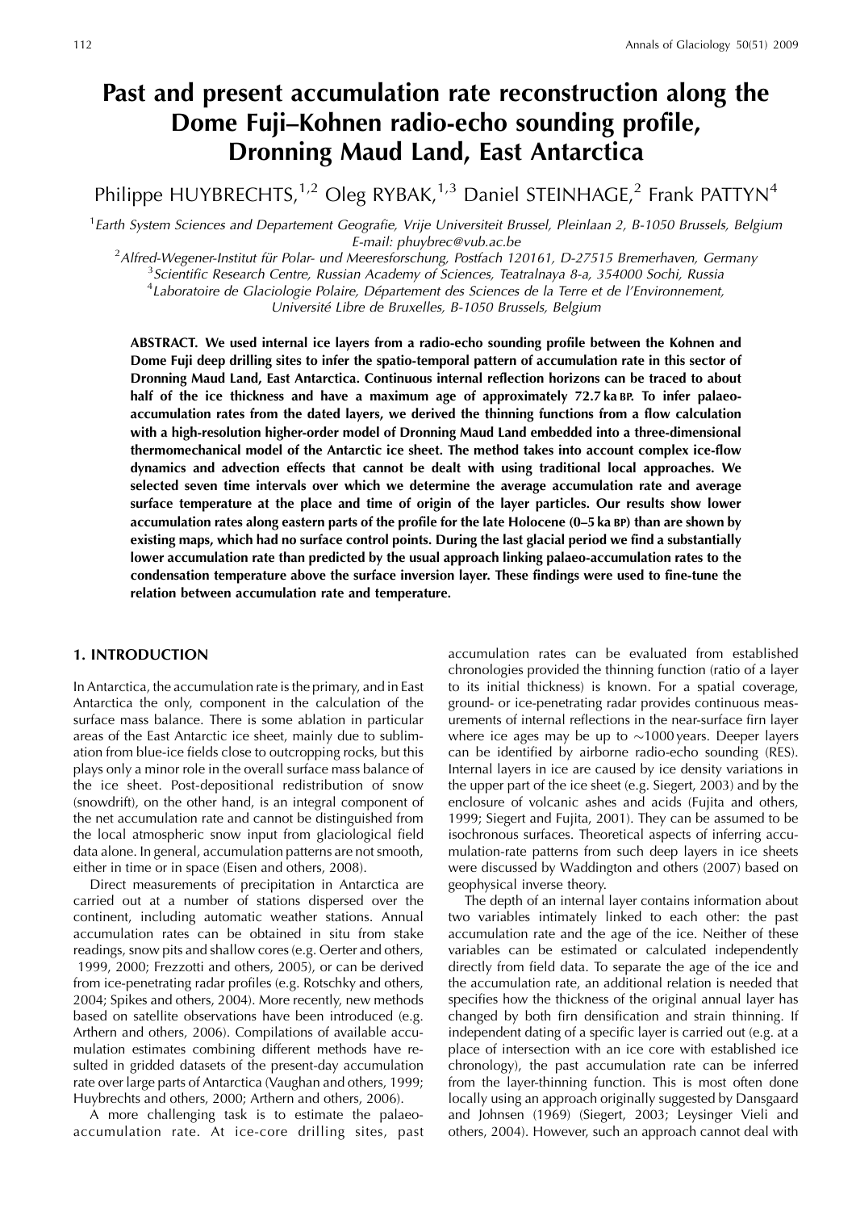# Past and present accumulation rate reconstruction along the Dome Fuji–Kohnen radio-echo sounding profile, Dronning Maud Land, East Antarctica

Philippe HUYBRECHTS,[1,2] Oleg RYBAK,[1,3] Daniel STEINHAGE,[2] Frank PATTYN[4]

[1]Earth System Sciences and Departement Geografie, Vrije Universiteit Brussel, Pleinlaan 2, B-1050 Brussels, Belgium
E-mail: phuybrec@vub.ac.be

[2]Alfred-Wegener-Institut für Polar- und Meeresforschung, Postfach 120161, D-27515 Bremerhaven, Germany

[3]Scientific Research Centre, Russian Academy of Sciences, Teatralnaya 8-a, 354000 Sochi, Russia

[4]Laboratoire de Glaciologie Polaire, Département des Sciences de la Terre et de l'Environnement, Université Libre de Bruxelles, B-1050 Brussels, Belgium

**ABSTRACT. We used internal ice layers from a radio-echo sounding profile between the Kohnen and Dome Fuji deep drilling sites to infer the spatio-temporal pattern of accumulation rate in this sector of Dronning Maud Land, East Antarctica. Continuous internal reflection horizons can be traced to about half of the ice thickness and have a maximum age of approximately 72.7 ka BP. To infer palaeo-accumulation rates from the dated layers, we derived the thinning functions from a flow calculation with a high-resolution higher-order model of Dronning Maud Land embedded into a three-dimensional thermomechanical model of the Antarctic ice sheet. The method takes into account complex ice-flow dynamics and advection effects that cannot be dealt with using traditional local approaches. We selected seven time intervals over which we determine the average accumulation rate and average surface temperature at the place and time of origin of the layer particles. Our results show lower accumulation rates along eastern parts of the profile for the late Holocene (0–5 ka BP) than are shown by existing maps, which had no surface control points. During the last glacial period we find a substantially lower accumulation rate than predicted by the usual approach linking palaeo-accumulation rates to the condensation temperature above the surface inversion layer. These findings were used to fine-tune the relation between accumulation rate and temperature.**

## 1. INTRODUCTION

In Antarctica, the accumulation rate is the primary, and in East Antarctica the only, component in the calculation of the surface mass balance. There is some ablation in particular areas of the East Antarctic ice sheet, mainly due to sublimation from blue-ice fields close to outcropping rocks, but this plays only a minor role in the overall surface mass balance of the ice sheet. Post-depositional redistribution of snow (snowdrift), on the other hand, is an integral component of the net accumulation rate and cannot be distinguished from the local atmospheric snow input from glaciological field data alone. In general, accumulation patterns are not smooth, either in time or in space (Eisen and others, 2008).

Direct measurements of precipitation in Antarctica are carried out at a number of stations dispersed over the continent, including automatic weather stations. Annual accumulation rates can be obtained in situ from stake readings, snow pits and shallow cores (e.g. Oerter and others, 1999, 2000; Frezzotti and others, 2005), or can be derived from ice-penetrating radar profiles (e.g. Rotschky and others, 2004; Spikes and others, 2004). More recently, new methods based on satellite observations have been introduced (e.g. Arthern and others, 2006). Compilations of available accumulation estimates combining different methods have resulted in gridded datasets of the present-day accumulation rate over large parts of Antarctica (Vaughan and others, 1999; Huybrechts and others, 2000; Arthern and others, 2006).

A more challenging task is to estimate the palaeo-accumulation rate. At ice-core drilling sites, past accumulation rates can be evaluated from established chronologies provided the thinning function (ratio of a layer to its initial thickness) is known. For a spatial coverage, ground- or ice-penetrating radar provides continuous measurements of internal reflections in the near-surface firn layer where ice ages may be up to ~1000 years. Deeper layers can be identified by airborne radio-echo sounding (RES). Internal layers in ice are caused by ice density variations in the upper part of the ice sheet (e.g. Siegert, 2003) and by the enclosure of volcanic ashes and acids (Fujita and others, 1999; Siegert and Fujita, 2001). They can be assumed to be isochronous surfaces. Theoretical aspects of inferring accumulation-rate patterns from such deep layers in ice sheets were discussed by Waddington and others (2007) based on geophysical inverse theory.

The depth of an internal layer contains information about two variables intimately linked to each other: the past accumulation rate and the age of the ice. Neither of these variables can be estimated or calculated independently directly from field data. To separate the age of the ice and the accumulation rate, an additional relation is needed that specifies how the thickness of the original annual layer has changed by both firn densification and strain thinning. If independent dating of a specific layer is carried out (e.g. at a place of intersection with an ice core with established ice chronology), the past accumulation rate can be inferred from the layer-thinning function. This is most often done locally using an approach originally suggested by Dansgaard and Johnsen (1969) (Siegert, 2003; Leysinger Vieli and others, 2004). However, such an approach cannot deal with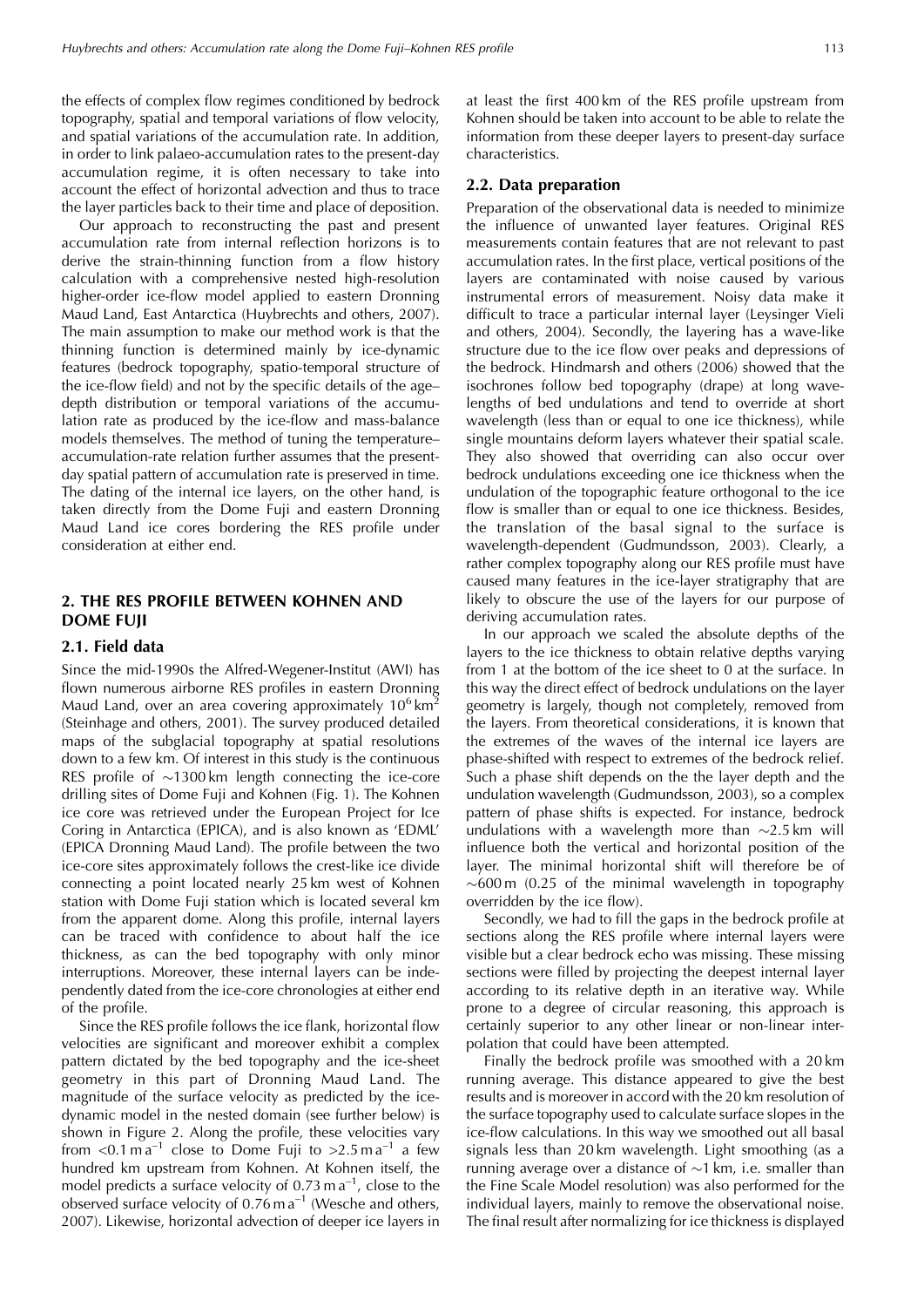the effects of complex flow regimes conditioned by bedrock topography, spatial and temporal variations of flow velocity, and spatial variations of the accumulation rate. In addition, in order to link palaeo-accumulation rates to the present-day accumulation regime, it is often necessary to take into account the effect of horizontal advection and thus to trace the layer particles back to their time and place of deposition.

Our approach to reconstructing the past and present accumulation rate from internal reflection horizons is to derive the strain-thinning function from a flow history calculation with a comprehensive nested high-resolution higher-order ice-flow model applied to eastern Dronning Maud Land, East Antarctica (Huybrechts and others, 2007). The main assumption to make our method work is that the thinning function is determined mainly by ice-dynamic features (bedrock topography, spatio-temporal structure of the ice-flow field) and not by the specific details of the age–depth distribution or temporal variations of the accumulation rate as produced by the ice-flow and mass-balance models themselves. The method of tuning the temperature–accumulation-rate relation further assumes that the present-day spatial pattern of accumulation rate is preserved in time. The dating of the internal ice layers, on the other hand, is taken directly from the Dome Fuji and eastern Dronning Maud Land ice cores bordering the RES profile under consideration at either end.

## 2. THE RES PROFILE BETWEEN KOHNEN AND DOME FUJI

### 2.1. Field data

Since the mid-1990s the Alfred-Wegener-Institut (AWI) has flown numerous airborne RES profiles in eastern Dronning Maud Land, over an area covering approximately $10^6\,\text{km}^2$ (Steinhage and others, 2001). The survey produced detailed maps of the subglacial topography at spatial resolutions down to a few km. Of interest in this study is the continuous RES profile of ~1300 km length connecting the ice-core drilling sites of Dome Fuji and Kohnen (Fig. 1). The Kohnen ice core was retrieved under the European Project for Ice Coring in Antarctica (EPICA), and is also known as 'EDML' (EPICA Dronning Maud Land). The profile between the two ice-core sites approximately follows the crest-like ice divide connecting a point located nearly 25 km west of Kohnen station with Dome Fuji station which is located several km from the apparent dome. Along this profile, internal layers can be traced with confidence to about half the ice thickness, as can the bed topography with only minor interruptions. Moreover, these internal layers can be independently dated from the ice-core chronologies at either end of the profile.

Since the RES profile follows the ice flank, horizontal flow velocities are significant and moreover exhibit a complex pattern dictated by the bed topography and the ice-sheet geometry in this part of Dronning Maud Land. The magnitude of the surface velocity as predicted by the ice-dynamic model in the nested domain (see further below) is shown in Figure 2. Along the profile, these velocities vary from $<0.1\,\text{m a}^{-1}$ close to Dome Fuji to $>2.5\,\text{m a}^{-1}$ a few hundred km upstream from Kohnen. At Kohnen itself, the model predicts a surface velocity of $0.73\,\text{m a}^{-1}$, close to the observed surface velocity of $0.76\,\text{m a}^{-1}$ (Wesche and others, 2007). Likewise, horizontal advection of deeper ice layers in at least the first 400 km of the RES profile upstream from Kohnen should be taken into account to be able to relate the information from these deeper layers to present-day surface characteristics.

### 2.2. Data preparation

Preparation of the observational data is needed to minimize the influence of unwanted layer features. Original RES measurements contain features that are not relevant to past accumulation rates. In the first place, vertical positions of the layers are contaminated with noise caused by various instrumental errors of measurement. Noisy data make it difficult to trace a particular internal layer (Leysinger Vieli and others, 2004). Secondly, the layering has a wave-like structure due to the ice flow over peaks and depressions of the bedrock. Hindmarsh and others (2006) showed that the isochrones follow bed topography (drape) at long wavelengths of bed undulations and tend to override at short wavelength (less than or equal to one ice thickness), while single mountains deform layers whatever their spatial scale. They also showed that overriding can also occur over bedrock undulations exceeding one ice thickness when the undulation of the topographic feature orthogonal to the ice flow is smaller than or equal to one ice thickness. Besides, the translation of the basal signal to the surface is wavelength-dependent (Gudmundsson, 2003). Clearly, a rather complex topography along our RES profile must have caused many features in the ice-layer stratigraphy that are likely to obscure the use of the layers for our purpose of deriving accumulation rates.

In our approach we scaled the absolute depths of the layers to the ice thickness to obtain relative depths varying from 1 at the bottom of the ice sheet to 0 at the surface. In this way the direct effect of bedrock undulations on the layer geometry is largely, though not completely, removed from the layers. From theoretical considerations, it is known that the extremes of the waves of the internal ice layers are phase-shifted with respect to extremes of the bedrock relief. Such a phase shift depends on the the layer depth and the undulation wavelength (Gudmundsson, 2003), so a complex pattern of phase shifts is expected. For instance, bedrock undulations with a wavelength more than ~2.5 km will influence both the vertical and horizontal position of the layer. The minimal horizontal shift will therefore be of ~600 m (0.25 of the minimal wavelength in topography overridden by the ice flow).

Secondly, we had to fill the gaps in the bedrock profile at sections along the RES profile where internal layers were visible but a clear bedrock echo was missing. These missing sections were filled by projecting the deepest internal layer according to its relative depth in an iterative way. While prone to a degree of circular reasoning, this approach is certainly superior to any other linear or non-linear interpolation that could have been attempted.

Finally the bedrock profile was smoothed with a 20 km running average. This distance appeared to give the best results and is moreover in accord with the 20 km resolution of the surface topography used to calculate surface slopes in the ice-flow calculations. In this way we smoothed out all basal signals less than 20 km wavelength. Light smoothing (as a running average over a distance of ~1 km, i.e. smaller than the Fine Scale Model resolution) was also performed for the individual layers, mainly to remove the observational noise. The final result after normalizing for ice thickness is displayed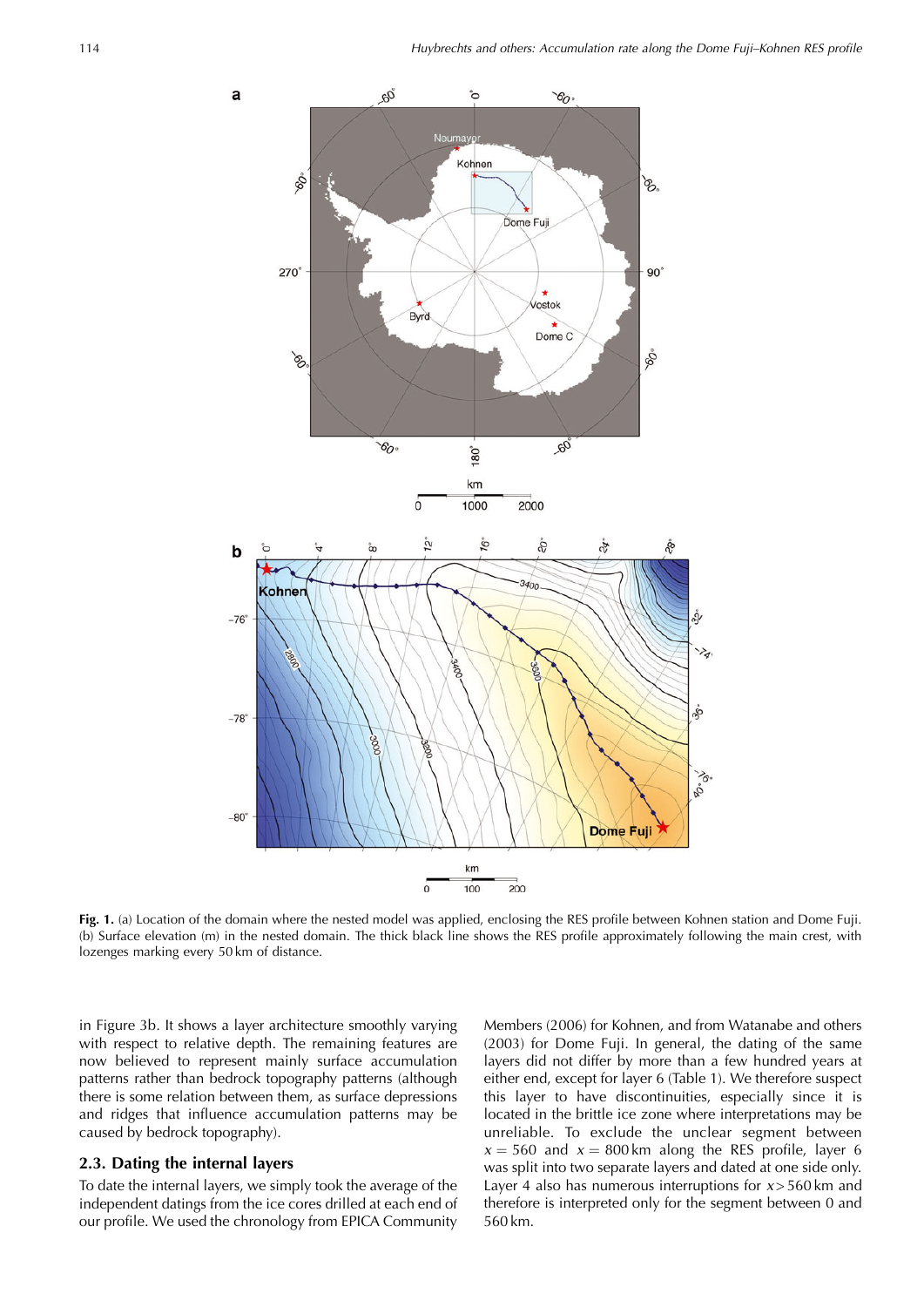**Fig. 1.** (a) Location of the domain where the nested model was applied, enclosing the RES profile between Kohnen station and Dome Fuji. (b) Surface elevation (m) in the nested domain. The thick black line shows the RES profile approximately following the main crest, with lozenges marking every 50 km of distance.

in Figure 3b. It shows a layer architecture smoothly varying with respect to relative depth. The remaining features are now believed to represent mainly surface accumulation patterns rather than bedrock topography patterns (although there is some relation between them, as surface depressions and ridges that influence accumulation patterns may be caused by bedrock topography).

## 2.3. Dating the internal layers

To date the internal layers, we simply took the average of the independent datings from the ice cores drilled at each end of our profile. We used the chronology from EPICA Community Members (2006) for Kohnen, and from Watanabe and others (2003) for Dome Fuji. In general, the dating of the same layers did not differ by more than a few hundred years at either end, except for layer 6 (Table 1). We therefore suspect this layer to have discontinuities, especially since it is located in the brittle ice zone where interpretations may be unreliable. To exclude the unclear segment between $x = 560$ and $x = 800$ km along the RES profile, layer 6 was split into two separate layers and dated at one side only. Layer 4 also has numerous interruptions for $x > 560$ km and therefore is interpreted only for the segment between 0 and 560 km.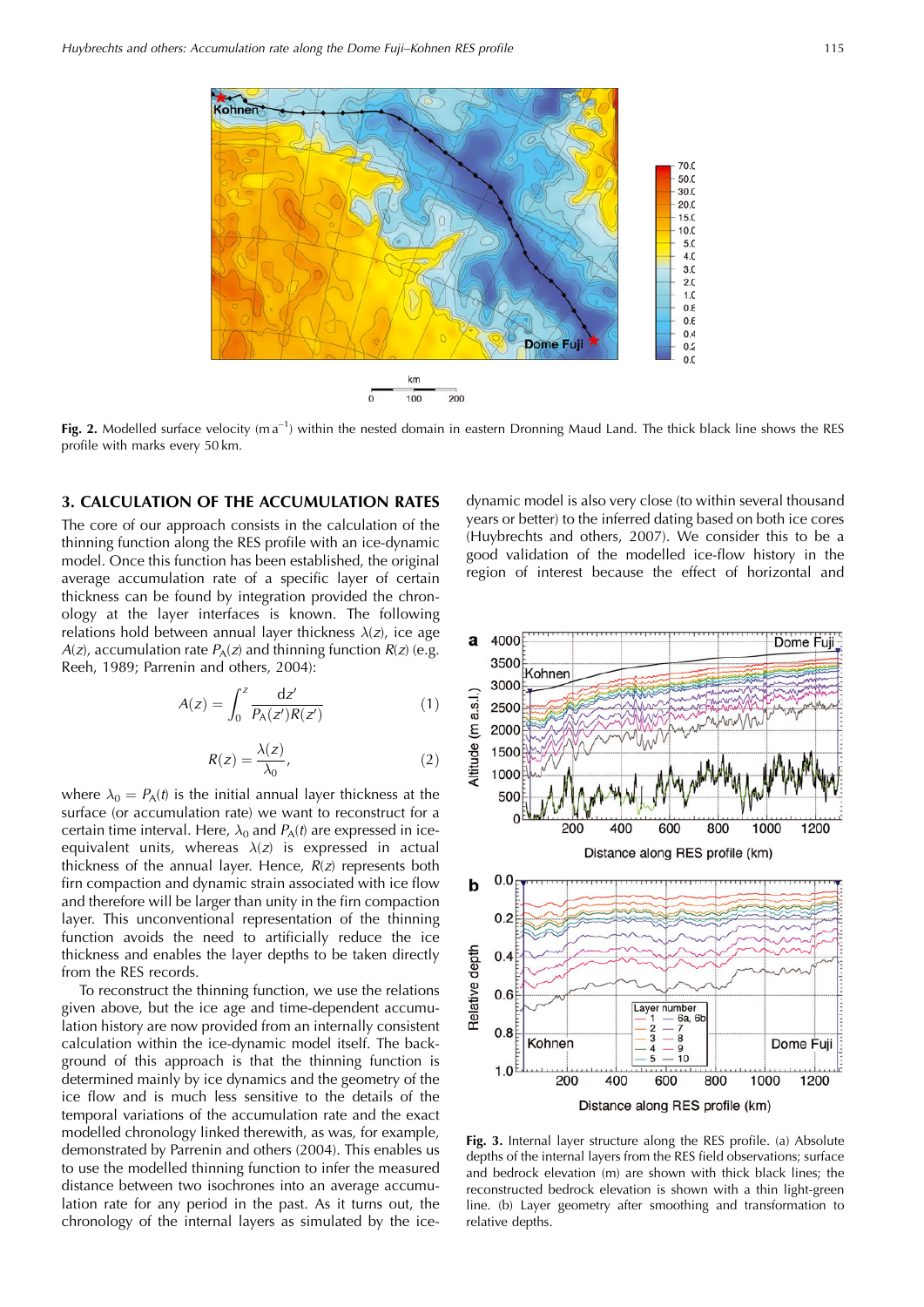Fig. 2. Modelled surface velocity ($m\,a^{-1}$) within the nested domain in eastern Dronning Maud Land. The thick black line shows the RES profile with marks every 50 km.

## 3. CALCULATION OF THE ACCUMULATION RATES

The core of our approach consists in the calculation of the thinning function along the RES profile in an ice-dynamic model. Once this function has been established, the original average accumulation rate of a specific layer of certain thickness can be found by integration provided the chronology at the layer interfaces is known. The following relations hold between annual layer thickness $\lambda(z)$, ice age $A(z)$, accumulation rate $P_A(z)$ and thinning function $R(z)$ (e.g. Reeh, 1989; Parrenin and others, 2004):

$$A(z) = \int_0^z \frac{dz'}{P_A(z')R(z')} \tag{1}$$

$$R(z) = \frac{\lambda(z)}{\lambda_0}, \tag{2}$$

where $\lambda_0 = P_A(t)$ is the initial annual layer thickness at the surface (or accumulation rate) we want to reconstruct for a certain time interval. Here, $\lambda_0$ and $P_A(t)$ are expressed in ice-equivalent units, whereas $\lambda(z)$ is expressed in actual thickness of the annual layer. Hence, $R(z)$ represents both firn compaction and dynamic strain associated with ice flow and therefore will be larger than unity in the firn compaction layer. This unconventional representation of the thinning function avoids the need to artificially reduce the ice thickness and enables the layer depths to be taken directly from the RES records.

To reconstruct the thinning function, we use the relations given above, but the ice age and time-dependent accumulation history are now provided from an internally consistent calculation within the ice-dynamic model itself. The background of this approach is that the thinning function is determined mainly by ice dynamics and the geometry of the ice flow and is much less sensitive to the details of the temporal variations of the accumulation rate and the exact modelled chronology linked therewith, as was, for example, demonstrated by Parrenin and others (2004). This enables us to use the modelled thinning function to infer the measured distance between two isochrones into an average accumulation rate for any period in the past. As it turns out, the chronology of the internal layers as simulated by the ice-dynamic model is also very close (to within several thousand years or better) to the inferred dating based on both ice cores (Huybrechts and others, 2007). We consider this to be a good validation of the modelled ice-flow history in the region of interest because the effect of horizontal and

Fig. 3. Internal layer structure along the RES profile. (a) Absolute depths of the internal layers from the RES field observations; surface and bedrock elevation (m) are shown with thick black lines; the reconstructed bedrock elevation is shown with a thin light-green line. (b) Layer geometry after smoothing and transformation to relative depths.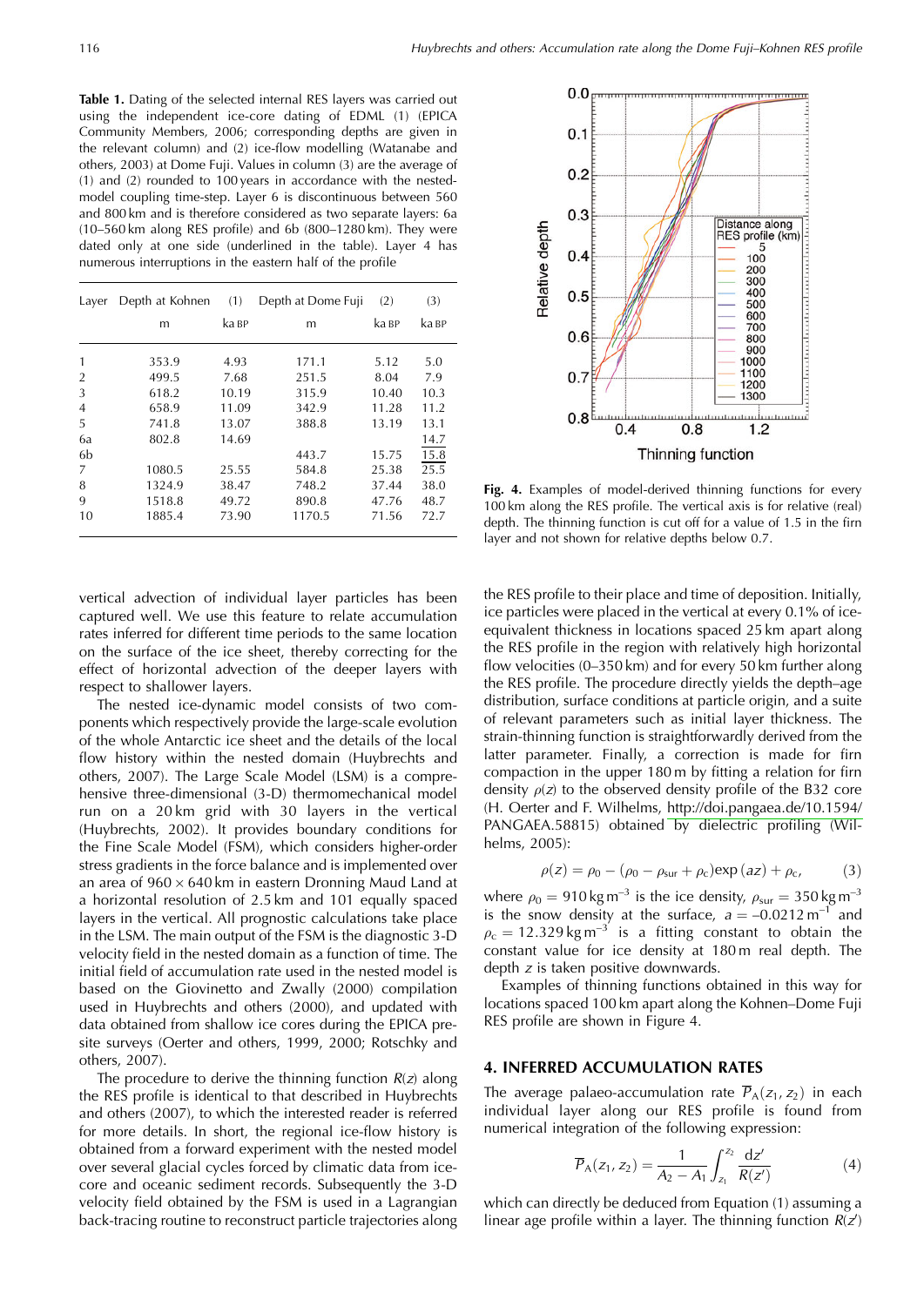**Table 1.** Dating of the selected internal RES layers was carried out using the independent ice-core dating of EDML (1) (EPICA Community Members, 2006; corresponding depths are given in the relevant column) and (2) ice-flow modelling (Watanabe and others, 2003) at Dome Fuji. Values in column (3) are the average of (1) and (2) rounded to 100 years in accordance with the nested-model coupling time-step. Layer 6 is discontinuous between 560 and 800 km and is therefore considered as two separate layers: 6a (10–560 km along RES profile) and 6b (800–1280 km). They were dated only at one side (underlined in the table). Layer 4 has numerous interruptions in the eastern half of the profile

| Layer | Depth at Kohnen | (1) | Depth at Dome Fuji | (2) | (3) |
|---|---|---|---|---|---|
| | m | ka BP | m | ka BP | ka BP |
| 1 | 353.9 | 4.93 | 171.1 | 5.12 | 5.0 |
| 2 | 499.5 | 7.68 | 251.5 | 8.04 | 7.9 |
| 3 | 618.2 | 10.19 | 315.9 | 10.40 | 10.3 |
| 4 | 658.9 | 11.09 | 342.9 | 11.28 | 11.2 |
| 5 | 741.8 | 13.07 | 388.8 | 13.19 | 13.1 |
| 6a | 802.8 | 14.69 | | | <u>14.7</u> |
| 6b | | | 443.7 | 15.75 | <u>15.8</u> |
| 7 | 1080.5 | 25.55 | 584.8 | 25.38 | 25.5 |
| 8 | 1324.9 | 38.47 | 748.2 | 37.44 | 38.0 |
| 9 | 1518.8 | 49.72 | 890.8 | 47.76 | 48.7 |
| 10 | 1885.4 | 73.90 | 1170.5 | 71.56 | 72.7 |

vertical advection of individual layer particles has been captured well. We use this feature to relate accumulation rates inferred for different time periods to the same location on the surface of the ice sheet, thereby correcting for the effect of horizontal advection of the deeper layers with respect to shallower layers.

The nested ice-dynamic model consists of two components which respectively provide the large-scale evolution of the whole Antarctic ice sheet and the details of the local flow history within the nested domain (Huybrechts and others, 2007). The Large Scale Model (LSM) is a comprehensive three-dimensional (3-D) thermomechanical model run on a 20 km grid with 30 layers in the vertical (Huybrechts, 2002). It provides boundary conditions for the Fine Scale Model (FSM), which considers higher-order stress gradients in the force balance and is implemented over an area of 960 × 640 km in eastern Dronning Maud Land at a horizontal resolution of 2.5 km and 101 equally spaced layers in the vertical. All prognostic calculations take place in the LSM. The main output of the FSM is the diagnostic 3-D velocity field in the nested domain as a function of time. The initial field of accumulation rate used in the nested model is based on the Giovinetto and Zwally (2000) compilation used in Huybrechts and others (2000), and updated with data obtained from shallow ice cores during the EPICA pre-site surveys (Oerter and others, 1999, 2000; Rotschky and others, 2007).

The procedure to derive the thinning function $R(z)$ along the RES profile is identical to that described in Huybrechts and others (2007), to which the interested reader is referred for more details. In short, the regional ice-flow history is obtained from a forward experiment with the nested model over several glacial cycles forced by climatic data from ice-core and oceanic sediment records. Subsequently the 3-D velocity field obtained by the FSM is used in a Lagrangian back-tracing routine to reconstruct particle trajectories along the RES profile to their place and time of deposition. Initially, ice particles were placed in the vertical at every 0.1% of ice-equivalent thickness in locations spaced 25 km apart along the RES profile in the region with relatively high horizontal flow velocities (0–350 km) and for every 50 km further along the RES profile. The procedure directly yields the depth–age distribution, surface conditions at particle origin, and a suite of relevant parameters such as initial layer thickness. The strain-thinning function is straightforwardly derived from the latter parameter. Finally, a correction is made for firn compaction in the upper 180 m by fitting a relation for firn density $\rho(z)$ to the observed density profile of the B32 core (H. Oerter and F. Wilhelms, http://doi.pangaea.de/10.1594/PANGAEA.58815) obtained by dielectric profiling (Wilhelms, 2005):

$$\rho(z) = \rho_0 - (\rho_0 - \rho_{sur} + \rho_c)\exp(az) + \rho_c, \qquad (3)$$

where $\rho_0 = 910\,\mathrm{kg\,m^{-3}}$ is the ice density, $\rho_{sur} = 350\,\mathrm{kg\,m^{-3}}$ is the snow density at the surface, $a = -0.0212\,\mathrm{m^{-1}}$ and $\rho_c = 12.329\,\mathrm{kg\,m^{-3}}$ is a fitting constant to obtain the constant value for ice density at 180 m real depth. The depth $z$ is taken positive downwards.

Examples of thinning functions obtained in this way for locations spaced 100 km apart along the Kohnen–Dome Fuji RES profile are shown in Figure 4.

**Fig. 4.** Examples of model-derived thinning functions for every 100 km along the RES profile. The vertical axis is for relative (real) depth. The thinning function is cut off for a value of 1.5 in the firn layer and not shown for relative depths below 0.7.

## 4. INFERRED ACCUMULATION RATES

The average palaeo-accumulation rate $\overline{P}_A(z_1, z_2)$ in each individual layer along our RES profile is found from numerical integration of the following expression:

$$\overline{P}_A(z_1, z_2) = \frac{1}{A_2 - A_1}\int_{z_1}^{z_2} \frac{dz'}{R(z')} \qquad (4)$$

which can directly be deduced from Equation (1) assuming a linear age profile within a layer. The thinning function $R(z')$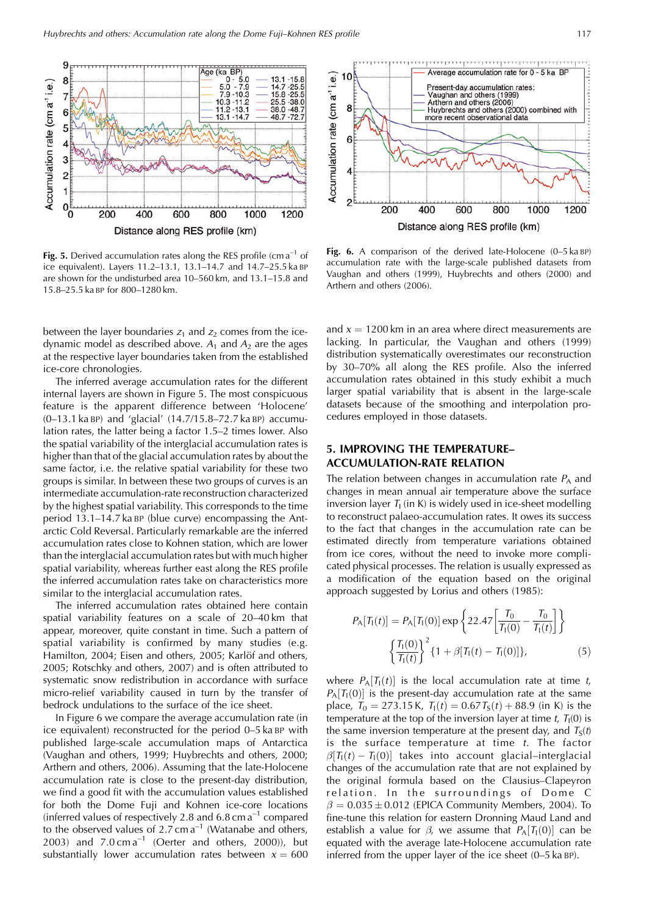**Fig. 5.** Derived accumulation rates along the RES profile (cm a$^{-1}$ of ice equivalent). Layers 11.2–13.1, 13.1–14.7 and 14.7–25.5 ka BP are shown for the undisturbed area 10–560 km, and 13.1–15.8 and 15.8–25.5 ka BP for 800–1280 km.

**Fig. 6.** A comparison of the derived late-Holocene (0–5 ka BP) accumulation rate with the large-scale published datasets from Vaughan and others (1999), Huybrechts and others (2000) and Arthern and others (2006).

between the layer boundaries $z_1$ and $z_2$ comes from the ice-dynamic model as described above. $A_1$ and $A_2$ are the ages at the respective layer boundaries taken from the established ice-core chronologies.

The inferred average accumulation rates for the different internal layers are shown in Figure 5. The most conspicuous feature is the apparent difference between 'Holocene' (0–13.1 ka BP) and 'glacial' (14.7/15.8–72.7 ka BP) accumulation rates, the latter being a factor 1.5–2 times lower. Also the spatial variability of the interglacial accumulation rates is higher than that of the glacial accumulation rates by about the same factor, i.e. the relative spatial variability for these two groups is similar. In between these two groups of curves is an intermediate accumulation-rate reconstruction characterized by the highest spatial variability. This corresponds to the time period 13.1–14.7 ka BP (blue curve) encompassing the Antarctic Cold Reversal. Particularly remarkable are the inferred accumulation rates close to Kohnen station, which are lower than the interglacial accumulation rates but with much higher spatial variability, whereas further east along the RES profile the inferred accumulation rates take on characteristics more similar to the interglacial accumulation rates.

The inferred accumulation rates obtained here contain spatial variability features on a scale of 20–40 km that appear, moreover, quite constant in time. Such a pattern of spatial variability is confirmed by many studies (e.g. Hamilton, 2004; Eisen and others, 2005; Karlöf and others, 2005; Rotschky and others, 2007) and is often attributed to systematic snow redistribution in accordance with surface micro-relief variability caused in turn by the transfer of bedrock undulations to the surface of the ice sheet.

In Figure 6 we compare the average accumulation rate (in ice equivalent) reconstructed for the period 0–5 ka BP with published large-scale accumulation maps of Antarctica (Vaughan and others, 1999; Huybrechts and others, 2000; Arthern and others, 2006). Assuming that the late-Holocene accumulation rate is close to the present-day distribution, we find a good fit with the accumulation values established for both the Dome Fuji and Kohnen ice-core locations (inferred values of respectively 2.8 and 6.8 cm a$^{-1}$ compared to the observed values of 2.7 cm a$^{-1}$ (Watanabe and others, 2003) and 7.0 cm a$^{-1}$ (Oerter and others, 2000)), but substantially lower accumulation rates between $x = 600$ and $x = 1200$ km in an area where direct measurements are lacking. In particular, the Vaughan and others (1999) distribution systematically overestimates our reconstruction by 30–70% all along the RES profile. Also the inferred accumulation rates obtained in this study exhibit a much larger spatial variability that is absent in the large-scale datasets because of the smoothing and interpolation procedures employed in those datasets.

## 5. IMPROVING THE TEMPERATURE–ACCUMULATION-RATE RELATION

The relation between changes in accumulation rate $P_A$ and changes in mean annual air temperature above the surface inversion layer $T_I$ (in K) is widely used in ice-sheet modelling to reconstruct palaeo-accumulation rates. It owes its success to the fact that changes in the accumulation rate can be estimated directly from temperature variations obtained from ice cores, without the need to invoke more complicated physical processes. The relation is usually expressed as a modification of the equation based on the original approach suggested by Lorius and others (1985):

$$P_A[T_I(t)] = P_A[T_I(0)] \exp\left\{22.47\left[\frac{T_0}{T_I(0)} - \frac{T_0}{T_I(t)}\right]\right\} \left\{\frac{T_I(0)}{T_I(t)}\right\}^2 \{1 + \beta[T_I(t) - T_I(0)]\}, \qquad (5)$$

where $P_A[T_I(t)]$ is the local accumulation rate at time $t$, $P_A[T_I(0)]$ is the present-day accumulation rate at the same place, $T_0 = 273.15$ K, $T_I(t) = 0.67\,T_S(t) + 88.9$ (in K) is the temperature at the top of the inversion layer at time $t$, $T_I(0)$ is the same inversion temperature at the present day, and $T_S(t)$ is the surface temperature at time $t$. The factor $\beta[T_I(t) - T_I(0)]$ takes into account glacial–interglacial changes of the accumulation rate that are not explained by the original formula based on the Clausius–Clapeyron relation. In the surroundings of Dome C $\beta = 0.035 \pm 0.012$ (EPICA Community Members, 2004). To fine-tune this relation for eastern Dronning Maud Land and establish a value for $\beta$, we assume that $P_A[T_I(0)]$ can be equated with the average late-Holocene accumulation rate inferred from the upper layer of the ice sheet (0–5 ka BP).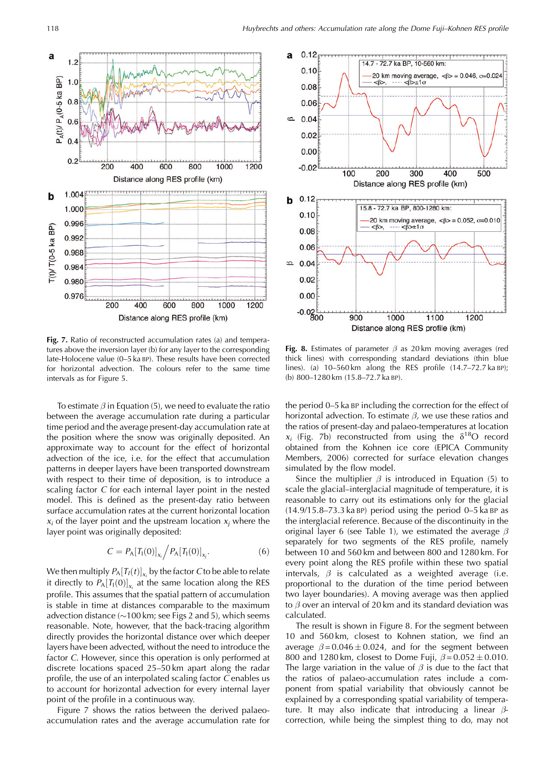Fig. 7. Ratio of reconstructed accumulation rates (a) and temperatures above the inversion layer (b) for any layer to the corresponding late-Holocene value (0–5 ka BP). These results have been corrected for horizontal advection. The colours refer to the same time intervals as for Figure 5.

Fig. 8. Estimates of parameter $\beta$ as 20 km moving averages (red thick lines) with corresponding standard deviations (thin blue lines). (a) 10–560 km along the RES profile (14.7–72.7 ka BP); (b) 800–1280 km (15.8–72.7 ka BP).

To estimate $\beta$ in Equation (5), we need to evaluate the ratio between the average accumulation rate during a particular time period and the average present-day accumulation rate at the position where the snow was originally deposited. An approximate way to account for the effect of horizontal advection of the ice, i.e. for the effect that accumulation patterns in deeper layers have been transported downstream with respect to their time of deposition, is to introduce a scaling factor $C$ for each internal layer point in the nested model. This is defined as the present-day ratio between surface accumulation rates at the current horizontal location $x_i$ of the layer point and the upstream location $x_j$ where the layer point was originally deposited:

$$C = P_A[T_I(0)]_{x_i} \Big/ P_A[T_I(0)]_{x_j}. \quad (6)$$

We then multiply $P_A[T_I(t)]_{x_i}$ by the factor $C$ to be able to relate it directly to $P_A[T_I(0)]_{x_i}$ at the same location along the RES profile. This assumes that the spatial pattern of accumulation is stable in time at distances comparable to the maximum advection distance (~100 km; see Figs 2 and 5), which seems reasonable. Note, however, that the back-tracing algorithm directly provides the horizontal distance over which deeper layers have been advected, without the need to introduce the factor $C$. However, since this operation is only performed at discrete locations spaced 25–50 km apart along the radar profile, the use of an interpolated scaling factor $C$ enables us to account for horizontal advection for every internal layer point of the profile in a continuous way.

Figure 7 shows the ratios between the derived palaeo-accumulation rates and the average accumulation rate for the period 0–5 ka BP including the correction for the effect of horizontal advection. To estimate $\beta$, we use these ratios and the ratios of present-day and palaeo-temperatures at location $x_i$ (Fig. 7b) reconstructed from using the $\delta^{18}$O record obtained from the Kohnen ice core (EPICA Community Members, 2006) corrected for surface elevation changes simulated by the flow model.

Since the multiplier $\beta$ is introduced in Equation (5) to scale the glacial–interglacial magnitude of temperature, it is reasonable to carry out its estimations only for the glacial (14.9/15.8–73.3 ka BP) period using the period 0–5 ka BP as the interglacial reference. Because of the discontinuity in the original layer 6 (see Table 1), we estimated the average $\beta$ separately for two segments of the RES profile, namely between 10 and 560 km and between 800 and 1280 km. For every point along the RES profile within these two spatial intervals, $\beta$ is calculated as a weighted average (i.e. proportional to the duration of the time period between two layer boundaries). A moving average was then applied to $\beta$ over an interval of 20 km and its standard deviation was calculated.

The result is shown in Figure 8. For the segment between 10 and 560 km, closest to Kohnen station, we find an average $\beta = 0.046 \pm 0.024$, and for the segment between 800 and 1280 km, closest to Dome Fuji, $\beta = 0.052 \pm 0.010$. The large variation in the value of $\beta$ is due to the fact that the ratios of palaeo-accumulation rates include a component from spatial variability that obviously cannot be explained by a corresponding spatial variability of temperature. It may also indicate that introducing a linear $\beta$-correction, while being the simplest thing to do, may not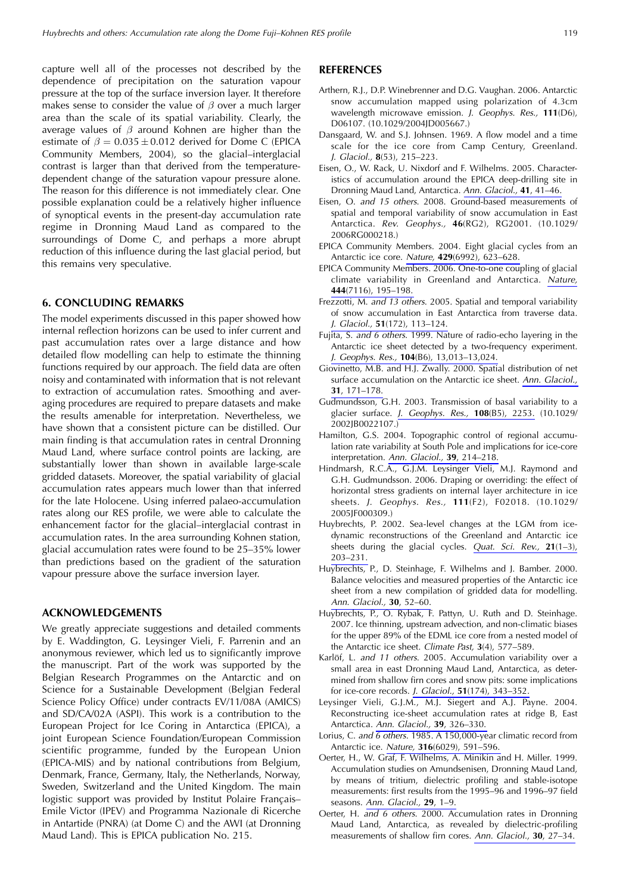capture well all of the processes not described by the dependence of precipitation on the saturation vapour pressure at the top of the surface inversion layer. It therefore makes sense to consider the value of $\beta$ over a much larger area than the scale of its spatial variability. Clearly, the average values of $\beta$ around Kohnen are higher than the estimate of $\beta = 0.035 \pm 0.012$ derived for Dome C (EPICA Community Members, 2004), so the glacial–interglacial contrast is larger than that derived from the temperature-dependent change of the saturation vapour pressure alone. The reason for this difference is not immediately clear. One possible explanation could be a relatively higher influence of synoptical events in the present-day accumulation rate regime in Dronning Maud Land as compared to the surroundings of Dome C, and perhaps a more abrupt reduction of this influence during the last glacial period, but this remains very speculative.

## 6. CONCLUDING REMARKS

The model experiments discussed in this paper showed how internal reflection horizons can be used to infer current and past accumulation rates over a large distance and how detailed flow modelling can help to estimate the thinning functions required by our approach. The field data are often noisy and contaminated with information that is not relevant to extraction of accumulation rates. Smoothing and averaging procedures are required to prepare datasets and make the results amenable for interpretation. Nevertheless, we have shown that a consistent picture can be distilled. Our main finding is that accumulation rates in central Dronning Maud Land, where surface control points are lacking, are substantially lower than shown in available large-scale gridded datasets. Moreover, the spatial variability of glacial accumulation rates appears much lower than that inferred for the late Holocene. Using inferred palaeo-accumulation rates along our RES profile, we were able to calculate the enhancement factor for the glacial–interglacial contrast in accumulation rates. In the area surrounding Kohnen station, glacial accumulation rates were found to be 25–35% lower than predictions based on the gradient of the saturation vapour pressure above the surface inversion layer.

## ACKNOWLEDGEMENTS

We greatly appreciate suggestions and detailed comments by E. Waddington, G. Leysinger Vieli, F. Parrenin and an anonymous reviewer, which led us to significantly improve the manuscript. Part of the work was supported by the Belgian Research Programmes on the Antarctic and on Science for a Sustainable Development (Belgian Federal Science Policy Office) under contracts EV/11/08A (AMICS) and SD/CA/02A (ASPI). This work is a contribution to the European Project for Ice Coring in Antarctica (EPICA), a joint European Science Foundation/European Commission scientific programme, funded by the European Union (EPICA-MIS) and by national contributions from Belgium, Denmark, France, Germany, Italy, the Netherlands, Norway, Sweden, Switzerland and the United Kingdom. The main logistic support was provided by Institut Polaire Français–Emile Victor (IPEV) and Programma Nazionale di Ricerche in Antartide (PNRA) (at Dome C) and the AWI (at Dronning Maud Land). This is EPICA publication No. 215.

## REFERENCES

Arthern, R.J., D.P. Winebrenner and D.G. Vaughan. 2006. Antarctic snow accumulation mapped using polarization of 4.3cm wavelength microwave emission. *J. Geophys. Res.,* **111**(D6), D06107. (10.1029/2004JD005667.)

Dansgaard, W. and S.J. Johnsen. 1969. A flow model and a time scale for the ice core from Camp Century, Greenland. *J. Glaciol.,* **8**(53), 215–223.

Eisen, O., W. Rack, U. Nixdorf and F. Wilhelms. 2005. Characteristics of accumulation around the EPICA deep-drilling site in Dronning Maud Land, Antarctica. *Ann. Glaciol.,* **41**, 41–46.

Eisen, O. *and 15 others*. 2008. Ground-based measurements of spatial and temporal variability of snow accumulation in East Antarctica. *Rev. Geophys.,* **46**(RG2), RG2001. (10.1029/2006RG000218.)

EPICA Community Members. 2004. Eight glacial cycles from an Antarctic ice core. *Nature,* **429**(6992), 623–628.

EPICA Community Members. 2006. One-to-one coupling of glacial climate variability in Greenland and Antarctica. *Nature,* **444**(7116), 195–198.

Frezzotti, M. *and 13 others*. 2005. Spatial and temporal variability of snow accumulation in East Antarctica from traverse data. *J. Glaciol.,* **51**(172), 113–124.

Fujita, S. *and 6 others*. 1999. Nature of radio-echo layering in the Antarctic ice sheet detected by a two-frequency experiment. *J. Geophys. Res.,* **104**(B6), 13,013–13,024.

Giovinetto, M.B. and H.J. Zwally. 2000. Spatial distribution of net surface accumulation on the Antarctic ice sheet. *Ann. Glaciol.,* **31**, 171–178.

Gudmundsson, G.H. 2003. Transmission of basal variability to a glacier surface. *J. Geophys. Res.,* **108**(B5), 2253. (10.1029/2002JB002107.)

Hamilton, G.S. 2004. Topographic control of regional accumulation rate variability at South Pole and implications for ice-core interpretation. *Ann. Glaciol.,* **39**, 214–218.

Hindmarsh, R.C.A., G.J.M. Leysinger Vieli, M.J. Raymond and G.H. Gudmundsson. 2006. Draping or overriding: the effect of horizontal stress gradients on internal layer architecture in ice sheets. *J. Geophys. Res.,* **111**(F2), F02018. (10.1029/2005JF000309.)

Huybrechts, P. 2002. Sea-level changes at the LGM from ice-dynamic reconstructions of the Greenland and Antarctic ice sheets during the glacial cycles. *Quat. Sci. Rev.,* **21**(1–3), 203–231.

Huybrechts, P., D. Steinhage, F. Wilhelms and J. Bamber. 2000. Balance velocities and measured properties of the Antarctic ice sheet from a new compilation of gridded data for modelling. *Ann. Glaciol.,* **30**, 52–60.

Huybrechts, P., O. Rybak, F. Pattyn, U. Ruth and D. Steinhage. 2007. Ice thinning, upstream advection, and non-climatic biases for the upper 89% of the EDML ice core from a nested model of the Antarctic ice sheet. *Climate Past,* **3**(4), 577–589.

Karlöf, L. *and 11 others*. 2005. Accumulation variability over a small area in east Dronning Maud Land, Antarctica, as determined from shallow firn cores and snow pits: some implications for ice-core records. *J. Glaciol.,* **51**(174), 343–352.

Leysinger Vieli, G.J.M., M.J. Siegert and A.J. Payne. 2004. Reconstructing ice-sheet accumulation rates at ridge B, East Antarctica. *Ann. Glaciol.,* **39**, 326–330.

Lorius, C. *and 6 others*. 1985. A 150,000-year climatic record from Antarctic ice. *Nature,* **316**(6029), 591–596.

Oerter, H., W. Graf, F. Wilhelms, A. Minikin and H. Miller. 1999. Accumulation studies on Amundsenisen, Dronning Maud Land, by means of tritium, dielectric profiling and stable-isotope measurements: first results from the 1995–96 and 1996–97 field seasons. *Ann. Glaciol.,* **29**, 1–9.

Oerter, H. *and 6 others*. 2000. Accumulation rates in Dronning Maud Land, Antarctica, as revealed by dielectric-profiling measurements of shallow firn cores. *Ann. Glaciol.,* **30**, 27–34.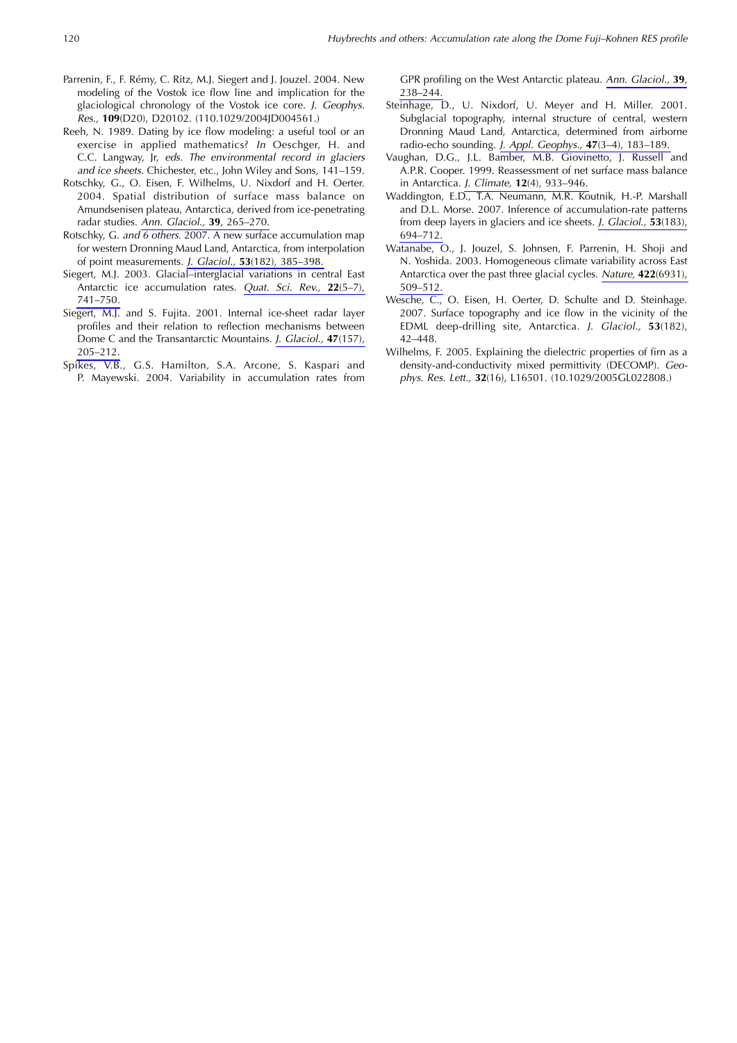Parrenin, F., F. Rémy, C. Ritz, M.J. Siegert and J. Jouzel. 2004. New modeling of the Vostok ice flow line and implication for the glaciological chronology of the Vostok ice core. *J. Geophys. Res.,* **109**(D20), D20102. (110.1029/2004JD004561.)

Reeh, N. 1989. Dating by ice flow modeling: a useful tool or an exercise in applied mathematics? *In* Oeschger, H. and C.C. Langway, Jr, *eds. The environmental record in glaciers and ice sheets*. Chichester, etc., John Wiley and Sons, 141–159.

Rotschky, G., O. Eisen, F. Wilhelms, U. Nixdorf and H. Oerter. 2004. Spatial distribution of surface mass balance on Amundsenisen plateau, Antarctica, derived from ice-penetrating radar studies. *Ann. Glaciol.,* **39**, 265–270.

Rotschky, G. *and 6 others*. 2007. A new surface accumulation map for western Dronning Maud Land, Antarctica, from interpolation of point measurements. *J. Glaciol.,* **53**(182), 385–398.

Siegert, M.J. 2003. Glacial–interglacial variations in central East Antarctic ice accumulation rates. *Quat. Sci. Rev.,* **22**(5–7), 741–750.

Siegert, M.J. and S. Fujita. 2001. Internal ice-sheet radar layer profiles and their relation to reflection mechanisms between Dome C and the Transantarctic Mountains. *J. Glaciol.,* **47**(157), 205–212.

Spikes, V.B., G.S. Hamilton, S.A. Arcone, S. Kaspari and P. Mayewski. 2004. Variability in accumulation rates from GPR profiling on the West Antarctic plateau. *Ann. Glaciol.,* **39**, 238–244.

Steinhage, D., U. Nixdorf, U. Meyer and H. Miller. 2001. Subglacial topography, internal structure of central, western Dronning Maud Land, Antarctica, determined from airborne radio-echo sounding. *J. Appl. Geophys.,* **47**(3–4), 183–189.

Vaughan, D.G., J.L. Bamber, M.B. Giovinetto, J. Russell and A.P.R. Cooper. 1999. Reassessment of net surface mass balance in Antarctica. *J. Climate,* **12**(4), 933–946.

Waddington, E.D., T.A. Neumann, M.R. Koutnik, H.-P. Marshall and D.L. Morse. 2007. Inference of accumulation-rate patterns from deep layers in glaciers and ice sheets. *J. Glaciol.,* **53**(183), 694–712.

Watanabe, O., J. Jouzel, S. Johnsen, F. Parrenin, H. Shoji and N. Yoshida. 2003. Homogeneous climate variability across East Antarctica over the past three glacial cycles. *Nature,* **422**(6931), 509–512.

Wesche, C., O. Eisen, H. Oerter, D. Schulte and D. Steinhage. 2007. Surface topography and ice flow in the vicinity of the EDML deep-drilling site, Antarctica. *J. Glaciol.,* **53**(182), 42–448.

Wilhelms, F. 2005. Explaining the dielectric properties of firn as a density-and-conductivity mixed permittivity (DECOMP). *Geophys. Res. Lett.,* **32**(16), L16501. (10.1029/2005GL022808.)